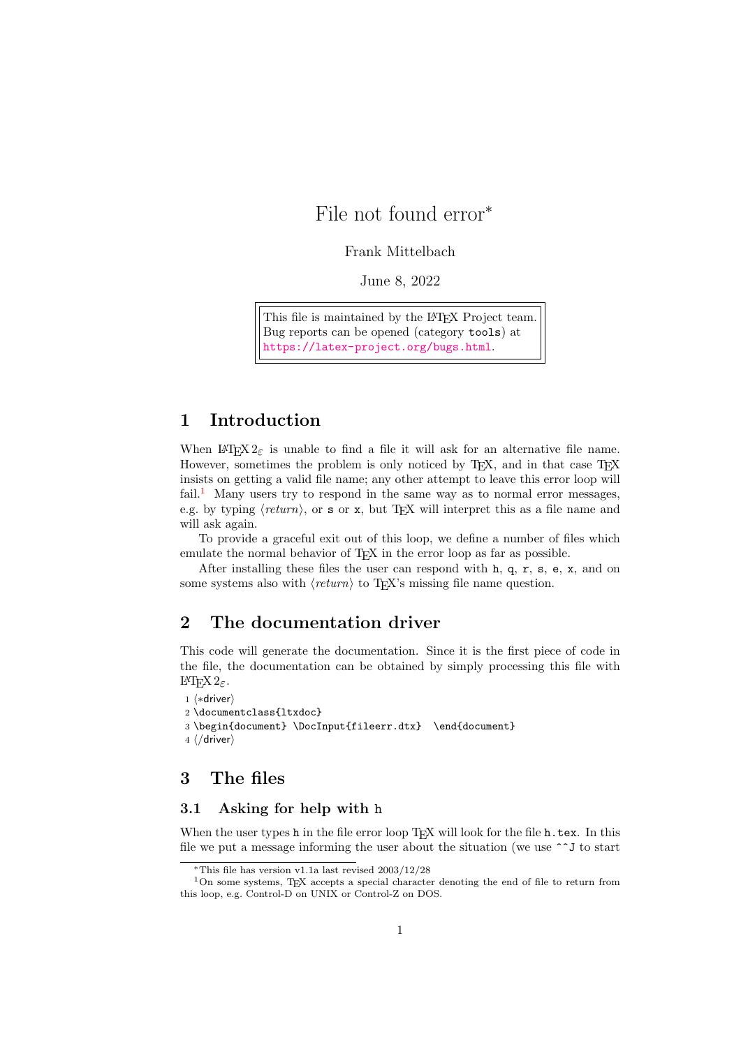# File not found error*

Frank Mittelbach

June 8, 2022

This file is maintained by the LaTeX Project team.
Bug reports can be opened (category `tools`) at
https://latex-project.org/bugs.html.

## 1 Introduction

When LaTeX 2ε is unable to find a file it will ask for an alternative file name. However, sometimes the problem is only noticed by TeX, and in that case TeX insists on getting a valid file name; any other attempt to leave this error loop will fail.[1] Many users try to respond in the same way as to normal error messages, e.g. by typing ⟨*return*⟩, or `s` or `x`, but TeX will interpret this as a file name and will ask again.

To provide a graceful exit out of this loop, we define a number of files which emulate the normal behavior of TeX in the error loop as far as possible.

After installing these files the user can respond with `h`, `q`, `r`, `s`, `e`, `x`, and on some systems also with ⟨*return*⟩ to TeX's missing file name question.

## 2 The documentation driver

This code will generate the documentation. Since it is the first piece of code in the file, the documentation can be obtained by simply processing this file with LaTeX 2ε.

```
1 ⟨*driver⟩
2 \documentclass{ltxdoc}
3 \begin{document} \DocInput{fileerr.dtx}  \end{document}
4 ⟨/driver⟩
```

## 3 The files

### 3.1 Asking for help with h

When the user types `h` in the file error loop TeX will look for the file `h.tex`. In this file we put a message informing the user about the situation (we use `^^J` to start

---

*This file has version v1.1a last revised 2003/12/28

[1] On some systems, TeX accepts a special character denoting the end of file to return from this loop, e.g. Control-D on UNIX or Control-Z on DOS.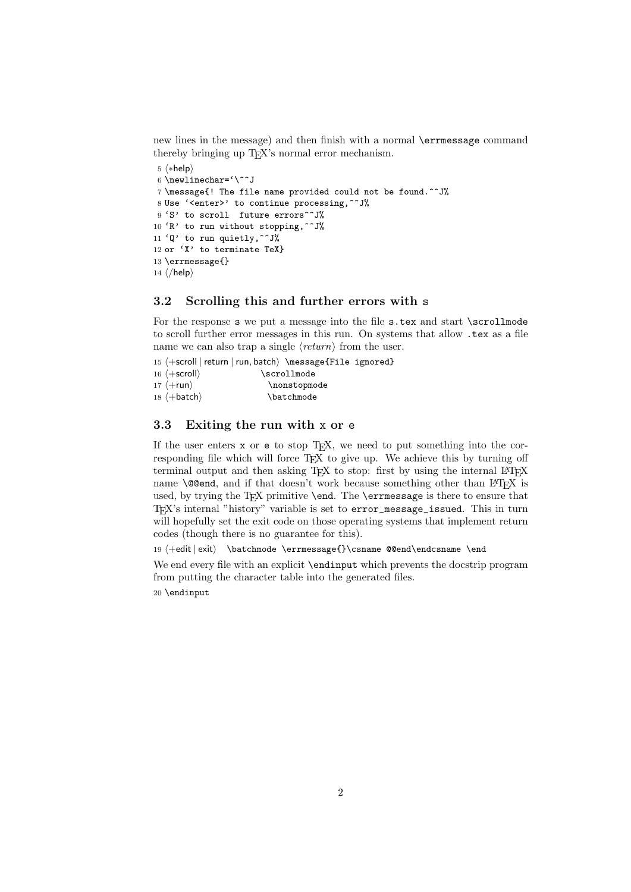new lines in the message) and then finish with a normal \errmessage command thereby bringing up TeX's normal error mechanism.

```
 5 ⟨*help⟩
 6 \newlinechar=`\^^J
 7 \message{! The file name provided could not be found.^^J%
 8 Use `<enter>' to continue processing,^^J%
 9 `S' to scroll  future errors^^J%
10 `R' to run without stopping,^^J%
11 `Q' to run quietly,^^J%
12 or `X' to terminate TeX}
13 \errmessage{}
14 ⟨/help⟩
```

### 3.2 Scrolling this and further errors with s

For the response s we put a message into the file s.tex and start \scrollmode to scroll further error messages in this run. On systems that allow .tex as a file name we can also trap a single ⟨*return*⟩ from the user.

```
15 ⟨+scroll | return | run, batch⟩ \message{File ignored}
16 ⟨+scroll⟩              \scrollmode
17 ⟨+run⟩                  \nonstopmode
18 ⟨+batch⟩                \batchmode
```

### 3.3 Exiting the run with x or e

If the user enters x or e to stop TeX, we need to put something into the corresponding file which will force TeX to give up. We achieve this by turning off terminal output and then asking TeX to stop: first by using the internal LaTeX name \@@end, and if that doesn't work because something other than LaTeX is used, by trying the TeX primitive \end. The \errmessage is there to ensure that TeX's internal "history" variable is set to error_message_issued. This in turn will hopefully set the exit code on those operating systems that implement return codes (though there is no guarantee for this).

```
19 ⟨+edit | exit⟩  \batchmode \errmessage{}\csname @@end\endcsname \end
```

We end every file with an explicit \endinput which prevents the docstrip program from putting the character table into the generated files.

```
20 \endinput
```